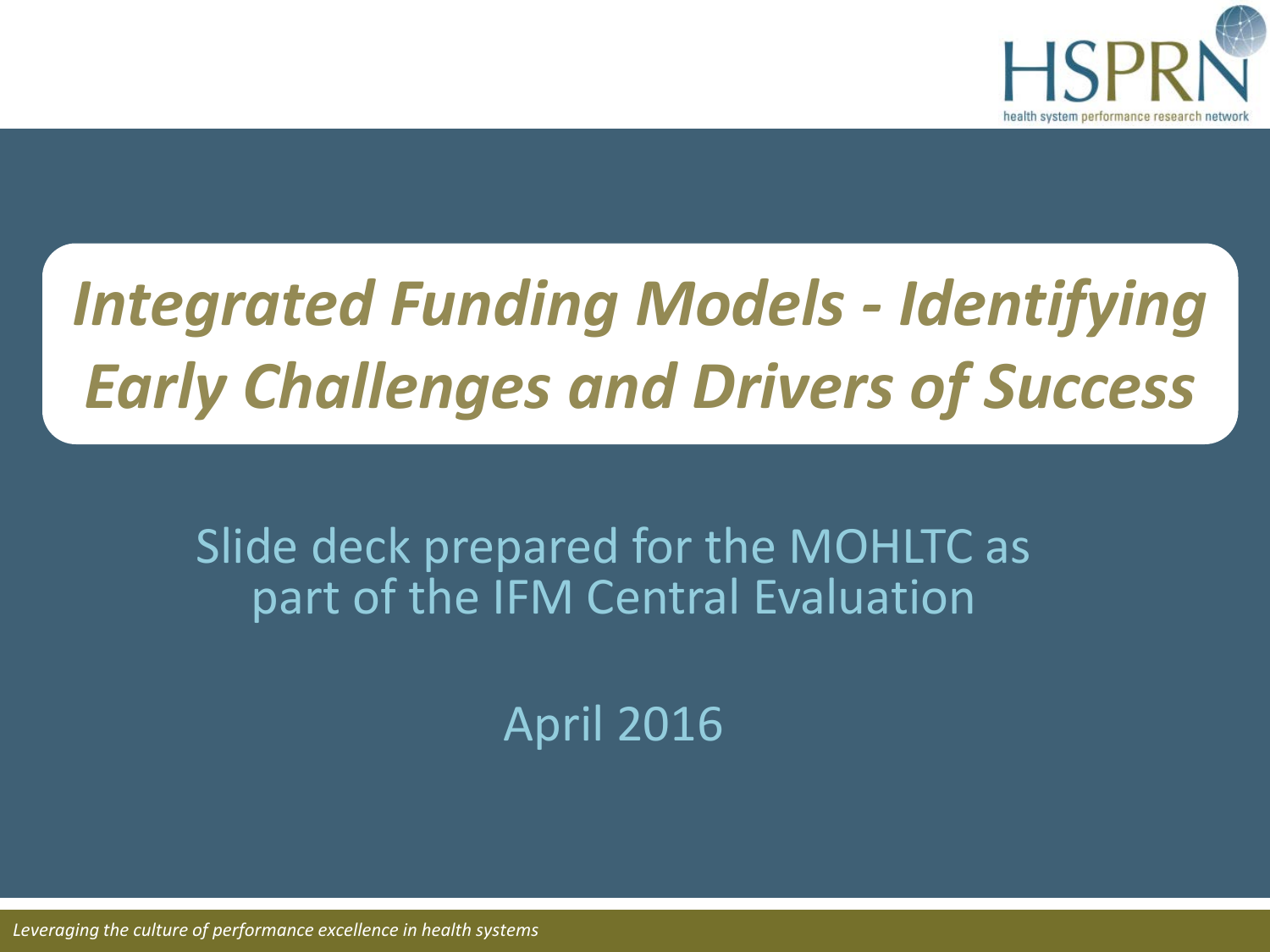# *Integrated Funding Models - Identifying Early Challenges and Drivers of Success*

Slide deck prepared for the MOHLTC as part of the IFM Central Evaluation

April 2016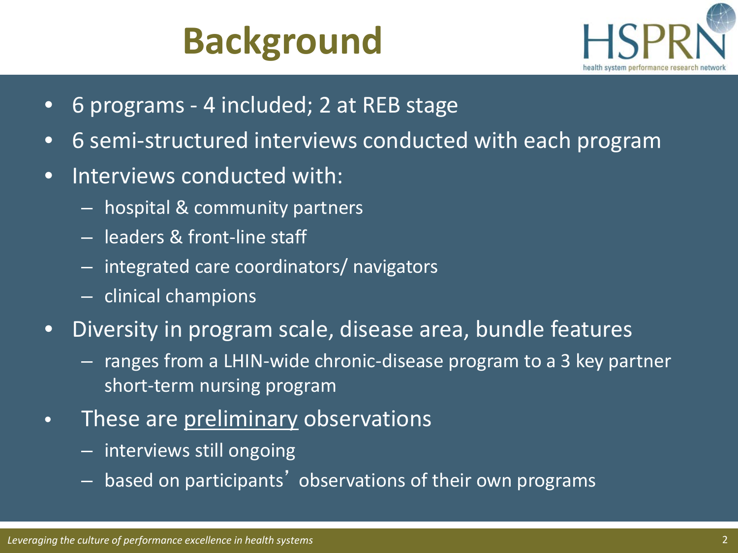# Background

- 6 programs - 4 included; 2 at REB stage
- 6 semi-structured interviews conducted with each program
- Interviews conducted with:
  - hospital & community partners
  - leaders & front-line staff
  - integrated care coordinators/ navigators
  - clinical champions
- Diversity in program scale, disease area, bundle features
  - ranges from a LHIN-wide chronic-disease program to a 3 key partner short-term nursing program
- These are <u>preliminary</u> observations
  - interviews still ongoing
  - based on participants' observations of their own programs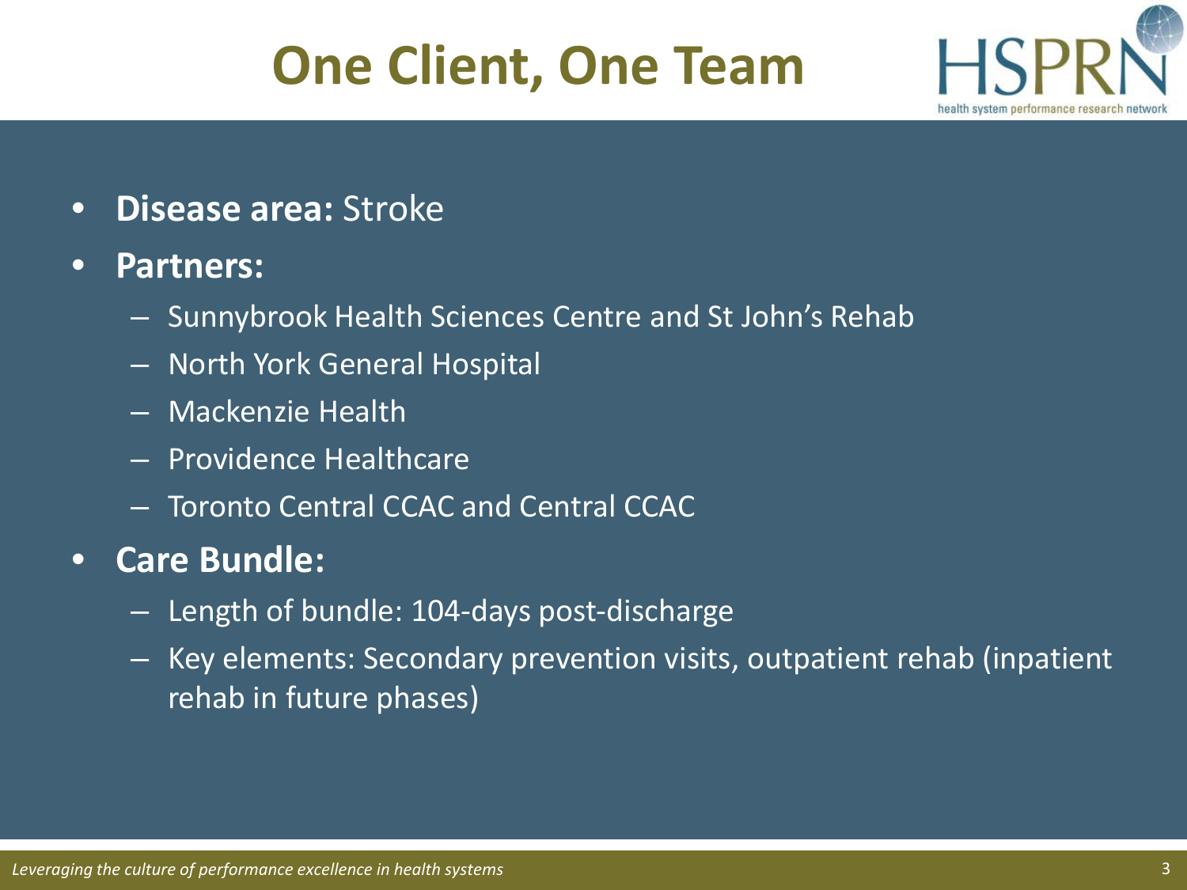# One Client, One Team

- **Disease area:** Stroke
- **Partners:**
  - Sunnybrook Health Sciences Centre and St John's Rehab
  - North York General Hospital
  - Mackenzie Health
  - Providence Healthcare
  - Toronto Central CCAC and Central CCAC
- **Care Bundle:**
  - Length of bundle: 104-days post-discharge
  - Key elements: Secondary prevention visits, outpatient rehab (inpatient rehab in future phases)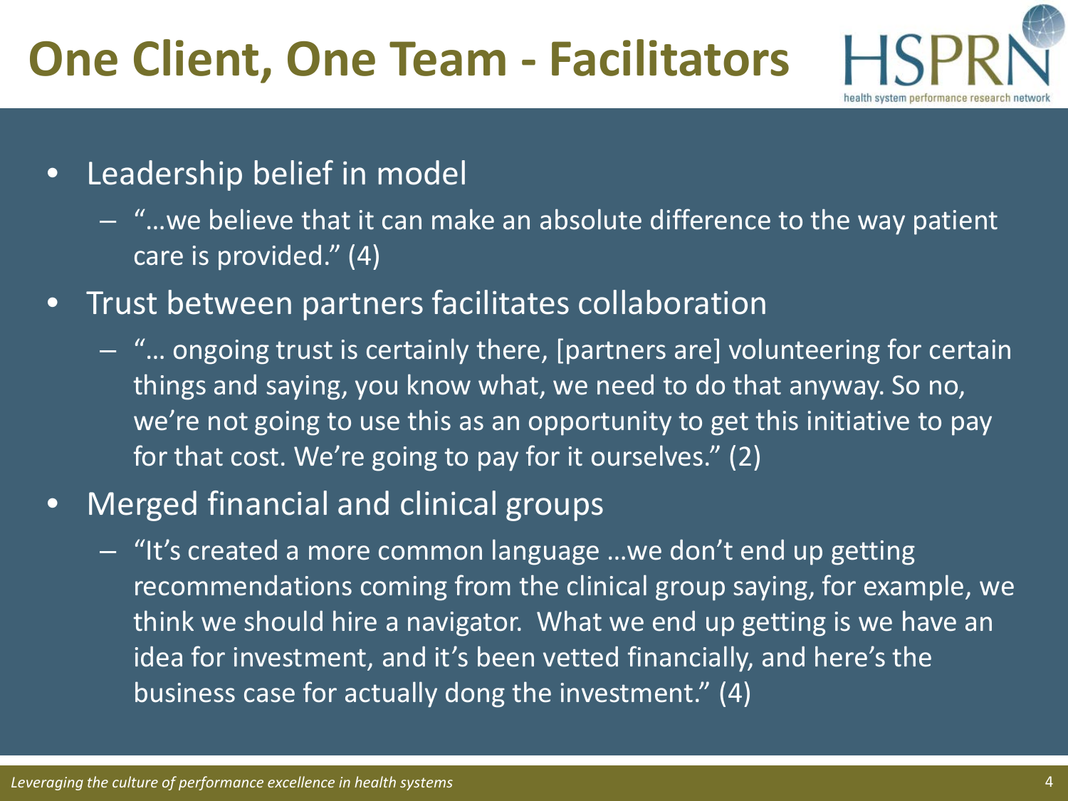# One Client, One Team - Facilitators

- Leadership belief in model
  - "…we believe that it can make an absolute difference to the way patient care is provided." (4)
- Trust between partners facilitates collaboration
  - "… ongoing trust is certainly there, [partners are] volunteering for certain things and saying, you know what, we need to do that anyway. So no, we're not going to use this as an opportunity to get this initiative to pay for that cost. We're going to pay for it ourselves." (2)
- Merged financial and clinical groups
  - "It's created a more common language …we don't end up getting recommendations coming from the clinical group saying, for example, we think we should hire a navigator. What we end up getting is we have an idea for investment, and it's been vetted financially, and here's the business case for actually dong the investment." (4)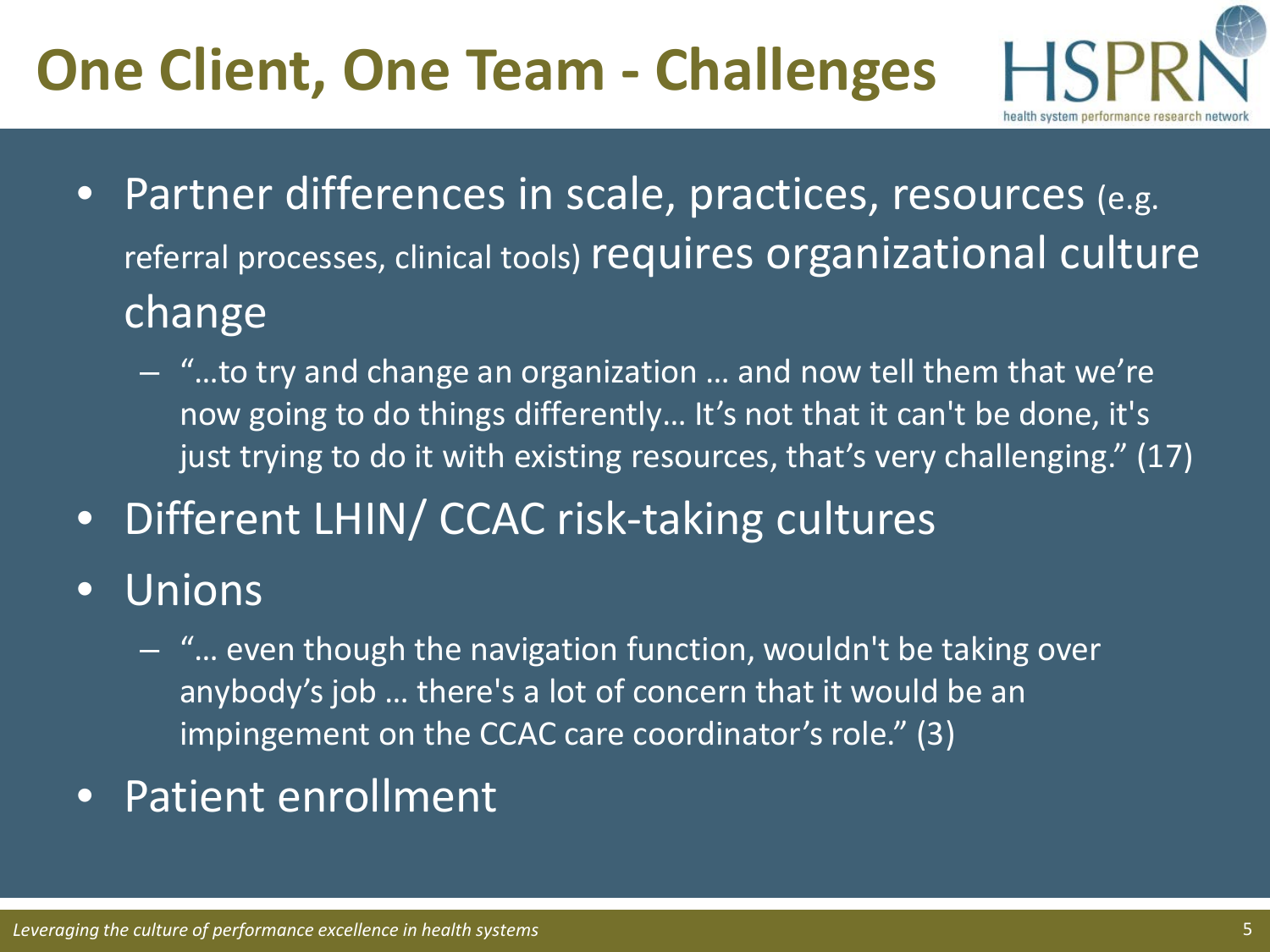# One Client, One Team - Challenges

- Partner differences in scale, practices, resources (e.g. referral processes, clinical tools) requires organizational culture change
  - "…to try and change an organization … and now tell them that we're now going to do things differently… It's not that it can't be done, it's just trying to do it with existing resources, that's very challenging." (17)
- Different LHIN/ CCAC risk-taking cultures
- Unions
  - "… even though the navigation function, wouldn't be taking over anybody's job … there's a lot of concern that it would be an impingement on the CCAC care coordinator's role." (3)
- Patient enrollment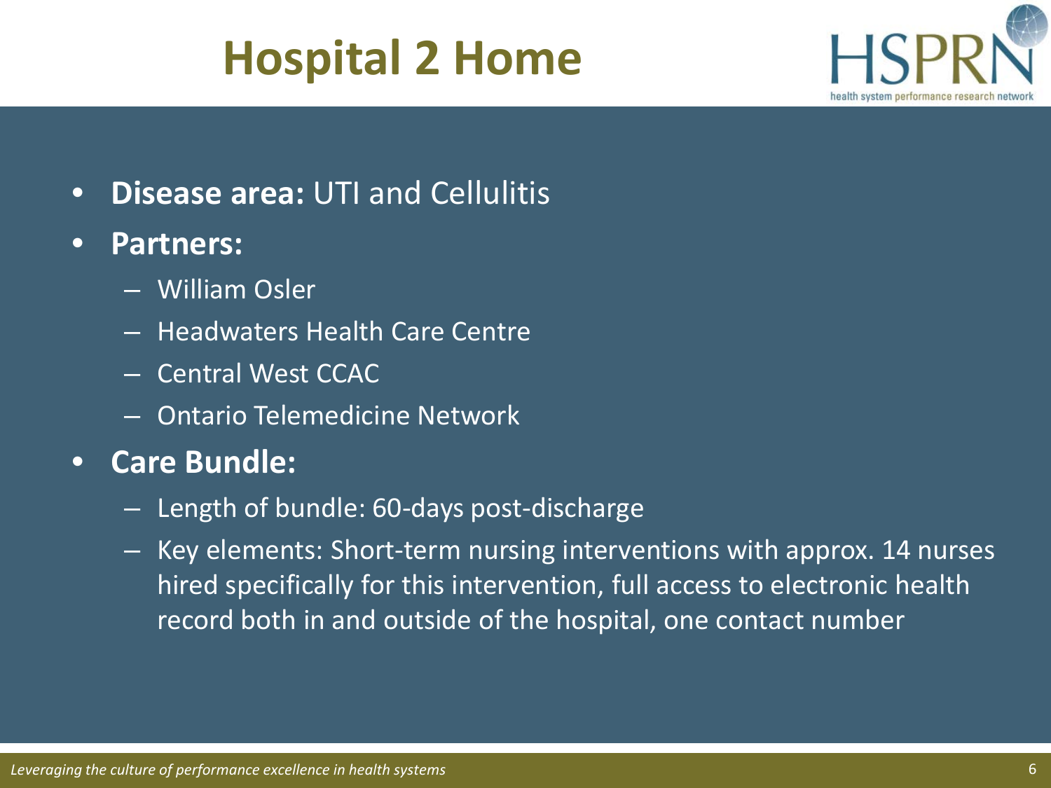# Hospital 2 Home

- **Disease area:** UTI and Cellulitis
- **Partners:**
  - William Osler
  - Headwaters Health Care Centre
  - Central West CCAC
  - Ontario Telemedicine Network
- **Care Bundle:**
  - Length of bundle: 60-days post-discharge
  - Key elements: Short-term nursing interventions with approx. 14 nurses hired specifically for this intervention, full access to electronic health record both in and outside of the hospital, one contact number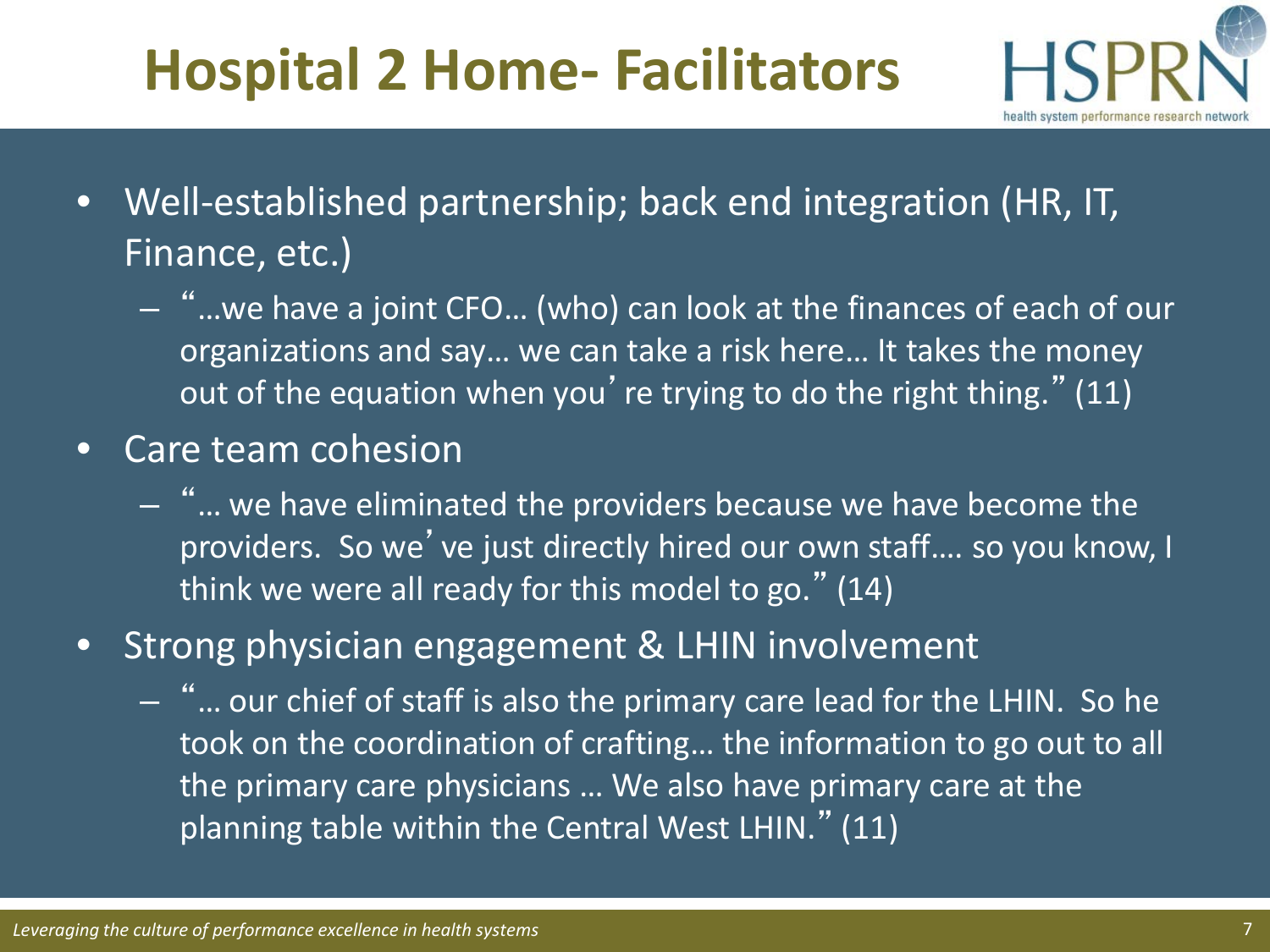# Hospital 2 Home- Facilitators

- Well-established partnership; back end integration (HR, IT, Finance, etc.)
  - "…we have a joint CFO… (who) can look at the finances of each of our organizations and say… we can take a risk here… It takes the money out of the equation when you're trying to do the right thing." (11)
- Care team cohesion
  - "… we have eliminated the providers because we have become the providers. So we've just directly hired our own staff…. so you know, I think we were all ready for this model to go." (14)
- Strong physician engagement & LHIN involvement
  - "… our chief of staff is also the primary care lead for the LHIN. So he took on the coordination of crafting… the information to go out to all the primary care physicians … We also have primary care at the planning table within the Central West LHIN." (11)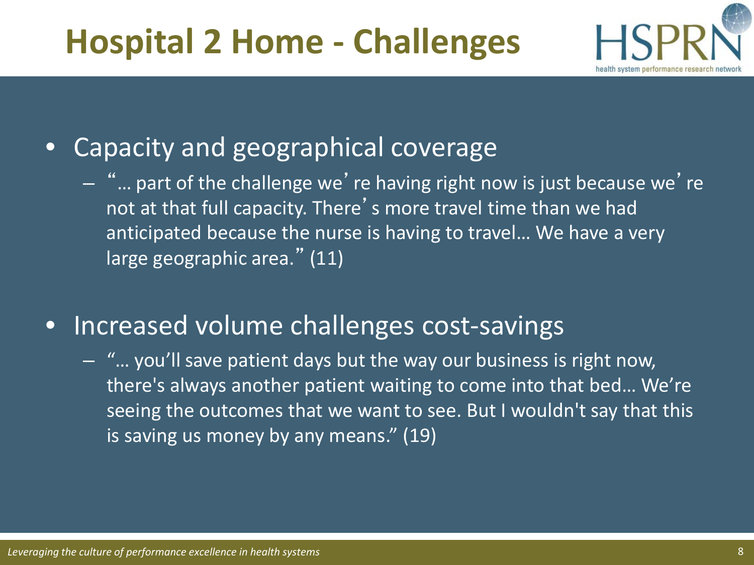# Hospital 2 Home - Challenges

- Capacity and geographical coverage
  - "… part of the challenge we're having right now is just because we're not at that full capacity. There's more travel time than we had anticipated because the nurse is having to travel… We have a very large geographic area." (11)

- Increased volume challenges cost-savings
  - "… you'll save patient days but the way our business is right now, there's always another patient waiting to come into that bed… We're seeing the outcomes that we want to see. But I wouldn't say that this is saving us money by any means." (19)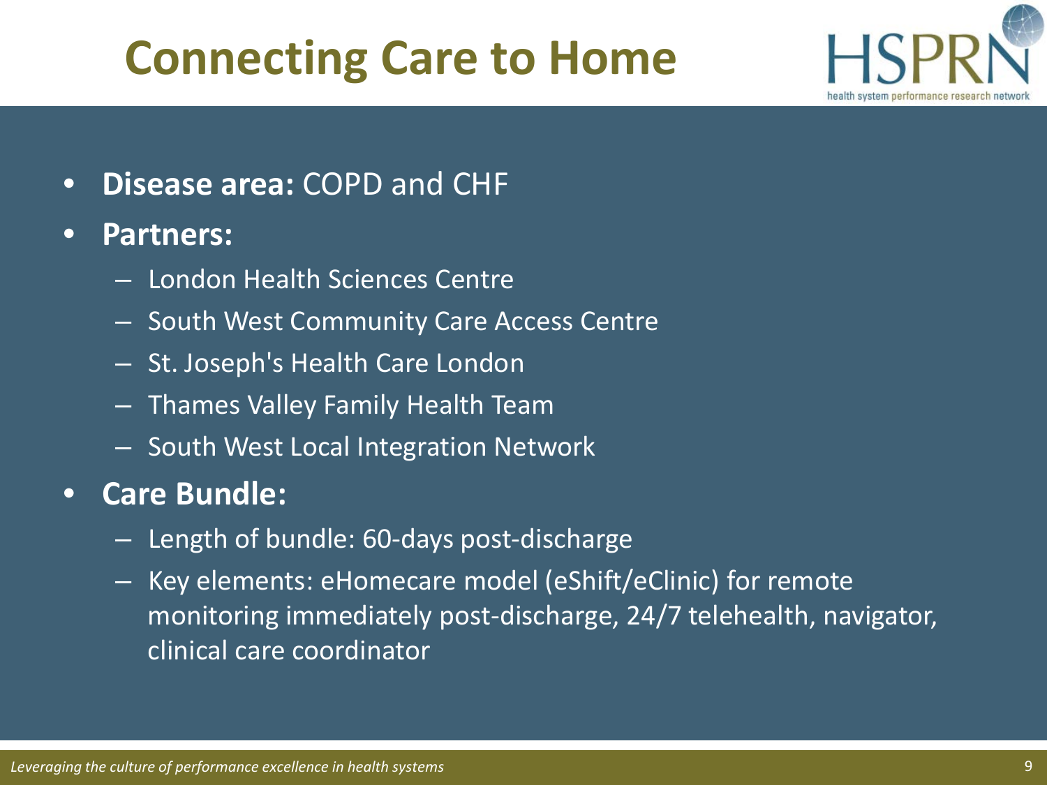# Connecting Care to Home

- **Disease area:** COPD and CHF
- **Partners:**
  - London Health Sciences Centre
  - South West Community Care Access Centre
  - St. Joseph's Health Care London
  - Thames Valley Family Health Team
  - South West Local Integration Network
- **Care Bundle:**
  - Length of bundle: 60-days post-discharge
  - Key elements: eHomecare model (eShift/eClinic) for remote monitoring immediately post-discharge, 24/7 telehealth, navigator, clinical care coordinator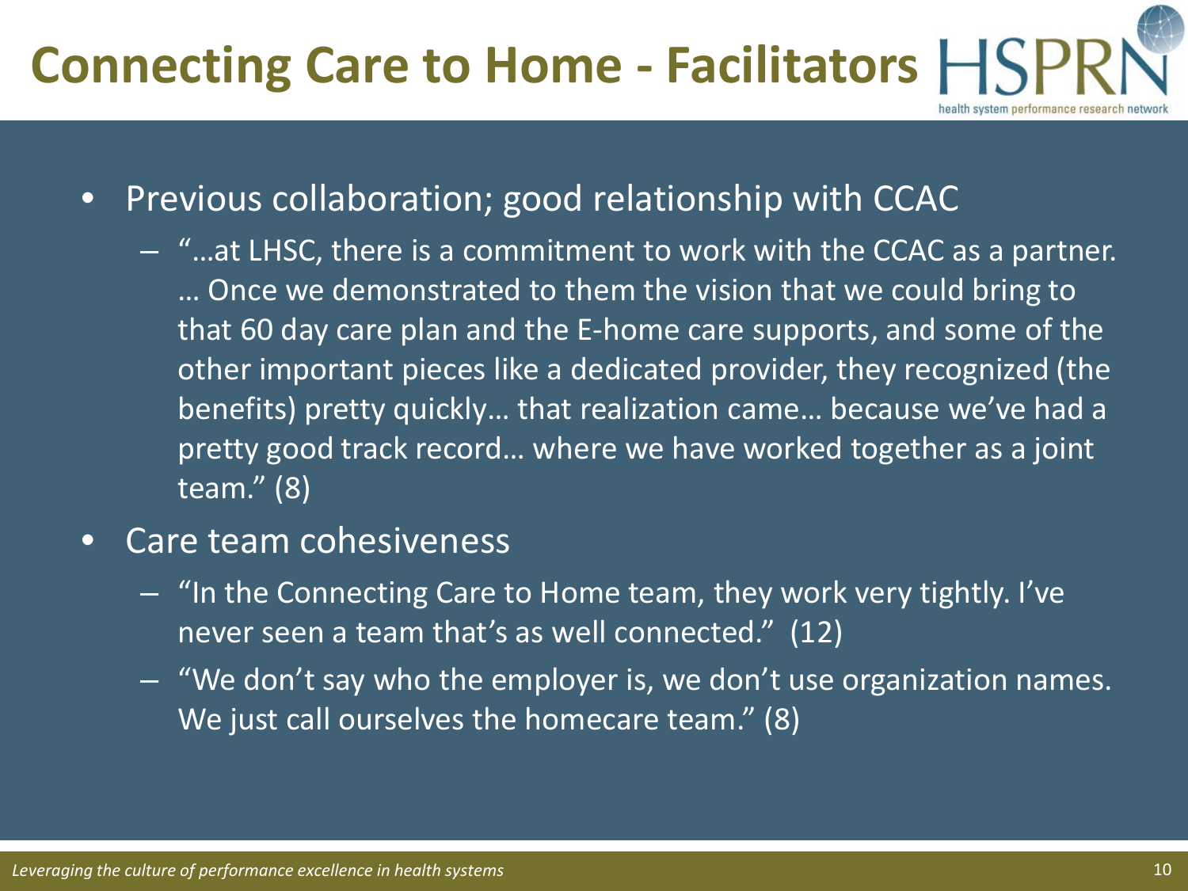# Connecting Care to Home - Facilitators

- Previous collaboration; good relationship with CCAC
  - "…at LHSC, there is a commitment to work with the CCAC as a partner. … Once we demonstrated to them the vision that we could bring to that 60 day care plan and the E-home care supports, and some of the other important pieces like a dedicated provider, they recognized (the benefits) pretty quickly… that realization came… because we've had a pretty good track record… where we have worked together as a joint team." (8)
- Care team cohesiveness
  - "In the Connecting Care to Home team, they work very tightly. I've never seen a team that's as well connected." (12)
  - "We don't say who the employer is, we don't use organization names. We just call ourselves the homecare team." (8)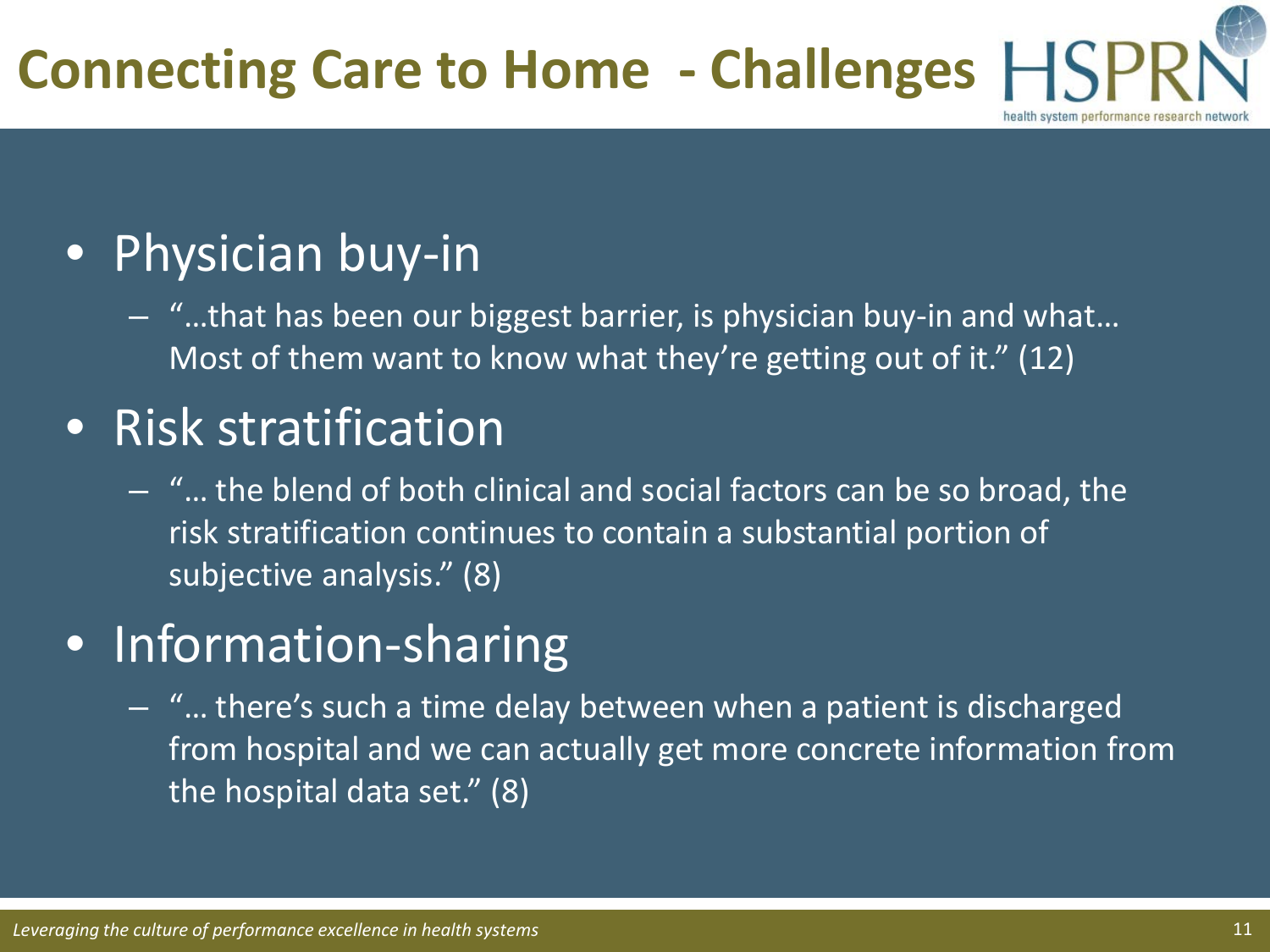# Connecting Care to Home - Challenges

- Physician buy-in
  - "…that has been our biggest barrier, is physician buy-in and what… Most of them want to know what they're getting out of it." (12)
- Risk stratification
  - "… the blend of both clinical and social factors can be so broad, the risk stratification continues to contain a substantial portion of subjective analysis." (8)
- Information-sharing
  - "… there's such a time delay between when a patient is discharged from hospital and we can actually get more concrete information from the hospital data set." (8)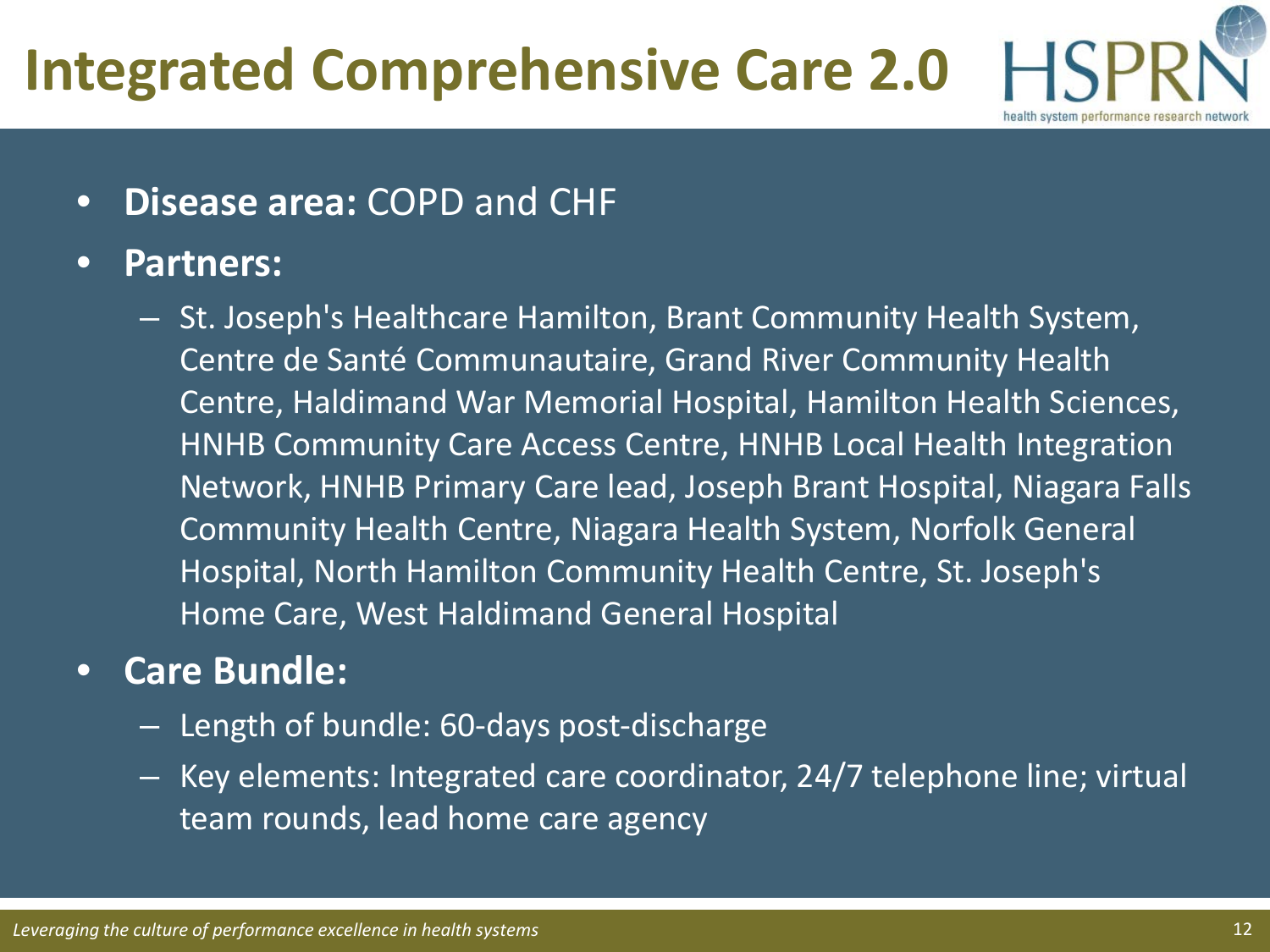# Integrated Comprehensive Care 2.0

- **Disease area:** COPD and CHF
- **Partners:**
  - St. Joseph's Healthcare Hamilton, Brant Community Health System, Centre de Santé Communautaire, Grand River Community Health Centre, Haldimand War Memorial Hospital, Hamilton Health Sciences, HNHB Community Care Access Centre, HNHB Local Health Integration Network, HNHB Primary Care lead, Joseph Brant Hospital, Niagara Falls Community Health Centre, Niagara Health System, Norfolk General Hospital, North Hamilton Community Health Centre, St. Joseph's Home Care, West Haldimand General Hospital
- **Care Bundle:**
  - Length of bundle: 60-days post-discharge
  - Key elements: Integrated care coordinator, 24/7 telephone line; virtual team rounds, lead home care agency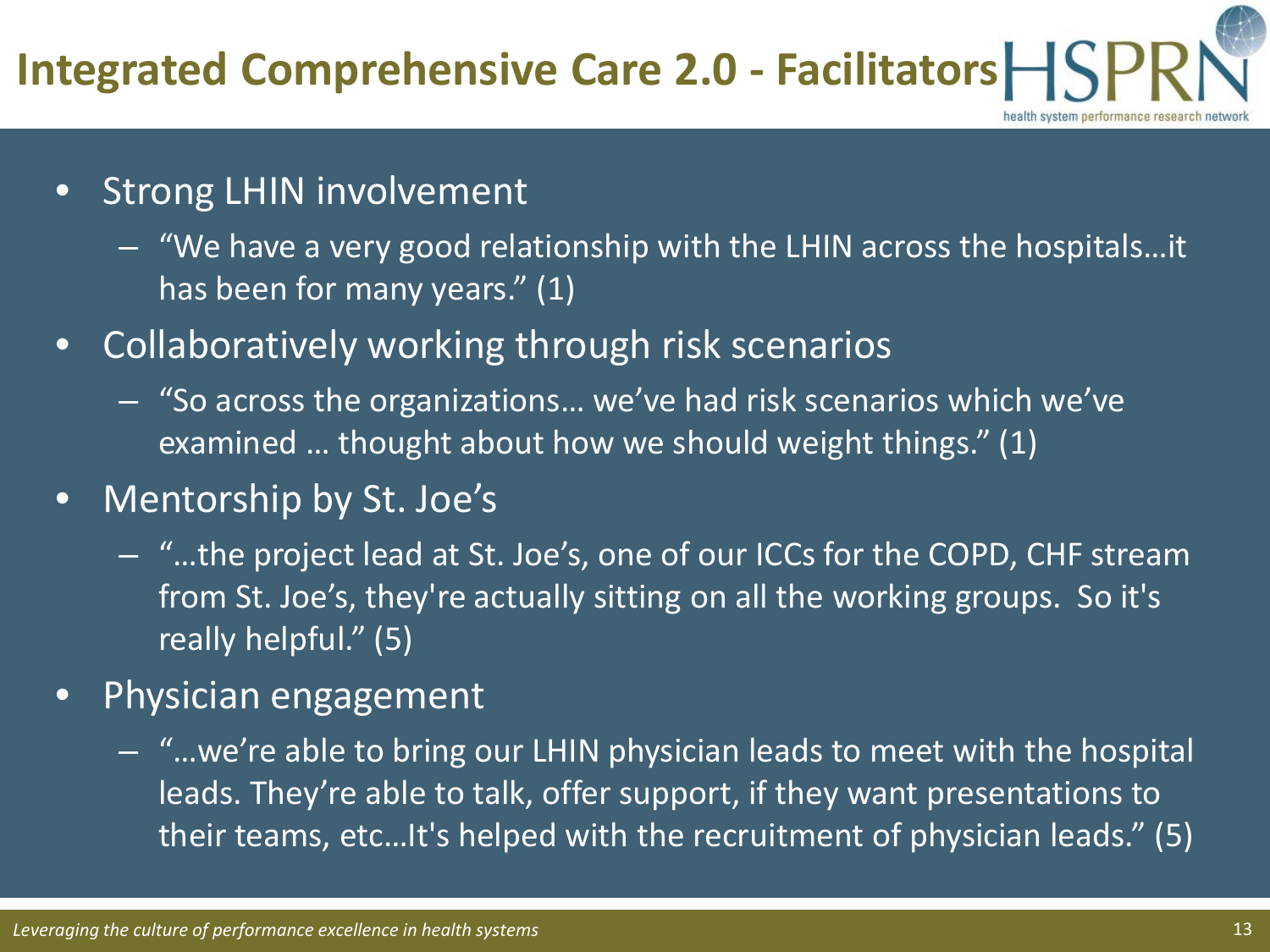# Integrated Comprehensive Care 2.0 - Facilitators

- Strong LHIN involvement
  - "We have a very good relationship with the LHIN across the hospitals…it has been for many years." (1)
- Collaboratively working through risk scenarios
  - "So across the organizations… we've had risk scenarios which we've examined … thought about how we should weight things." (1)
- Mentorship by St. Joe's
  - "…the project lead at St. Joe's, one of our ICCs for the COPD, CHF stream from St. Joe's, they're actually sitting on all the working groups. So it's really helpful." (5)
- Physician engagement
  - "…we're able to bring our LHIN physician leads to meet with the hospital leads. They're able to talk, offer support, if they want presentations to their teams, etc…It's helped with the recruitment of physician leads." (5)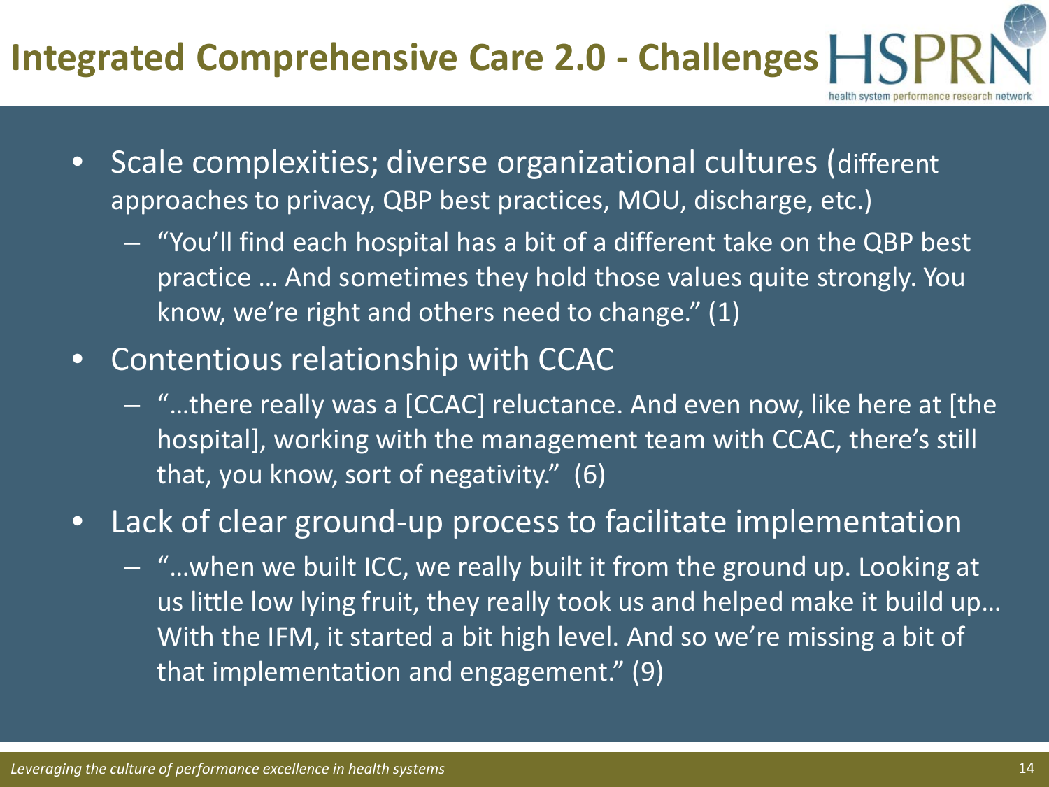# Integrated Comprehensive Care 2.0 - Challenges

- Scale complexities; diverse organizational cultures (different approaches to privacy, QBP best practices, MOU, discharge, etc.)
  - "You'll find each hospital has a bit of a different take on the QBP best practice … And sometimes they hold those values quite strongly. You know, we're right and others need to change." (1)
- Contentious relationship with CCAC
  - "…there really was a [CCAC] reluctance. And even now, like here at [the hospital], working with the management team with CCAC, there's still that, you know, sort of negativity." (6)
- Lack of clear ground-up process to facilitate implementation
  - "…when we built ICC, we really built it from the ground up. Looking at us little low lying fruit, they really took us and helped make it build up… With the IFM, it started a bit high level. And so we're missing a bit of that implementation and engagement." (9)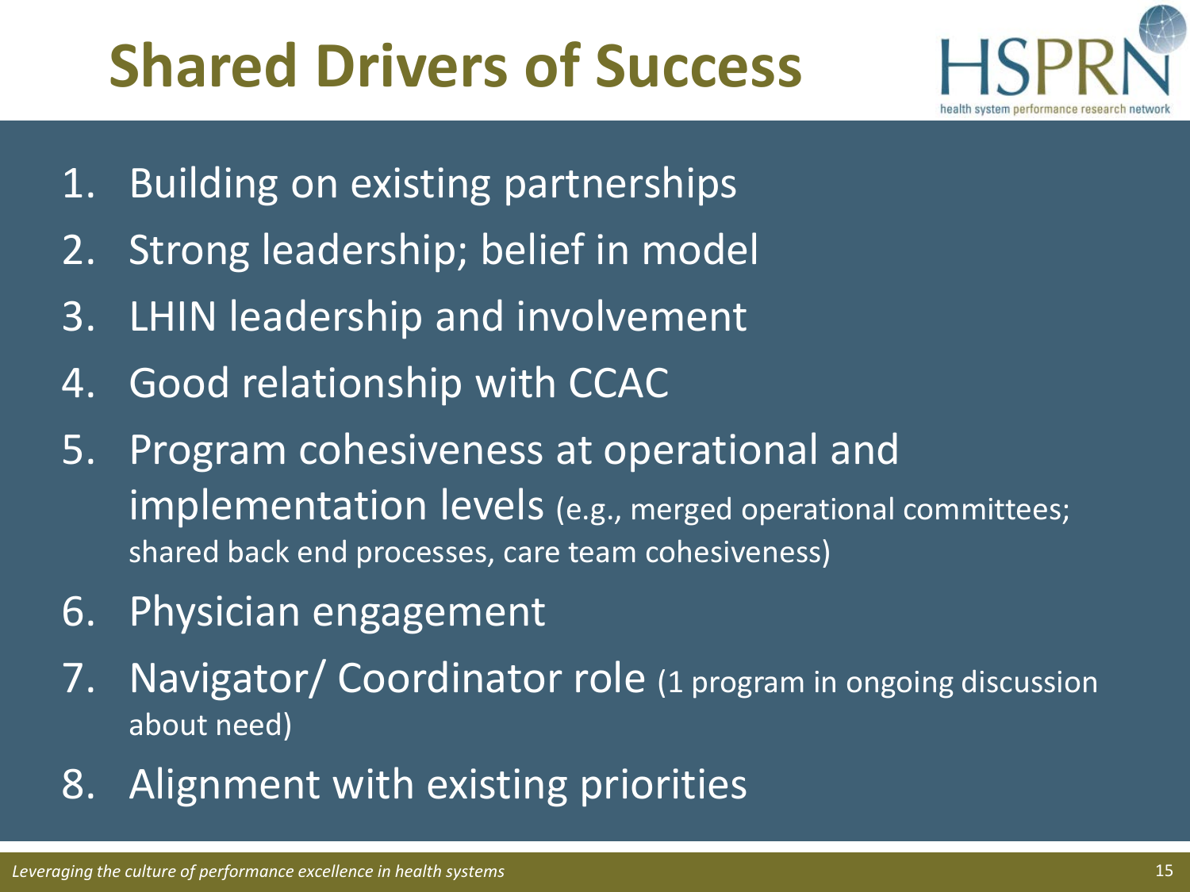# Shared Drivers of Success

1. Building on existing partnerships
2. Strong leadership; belief in model
3. LHIN leadership and involvement
4. Good relationship with CCAC
5. Program cohesiveness at operational and implementation levels (e.g., merged operational committees; shared back end processes, care team cohesiveness)
6. Physician engagement
7. Navigator/ Coordinator role (1 program in ongoing discussion about need)
8. Alignment with existing priorities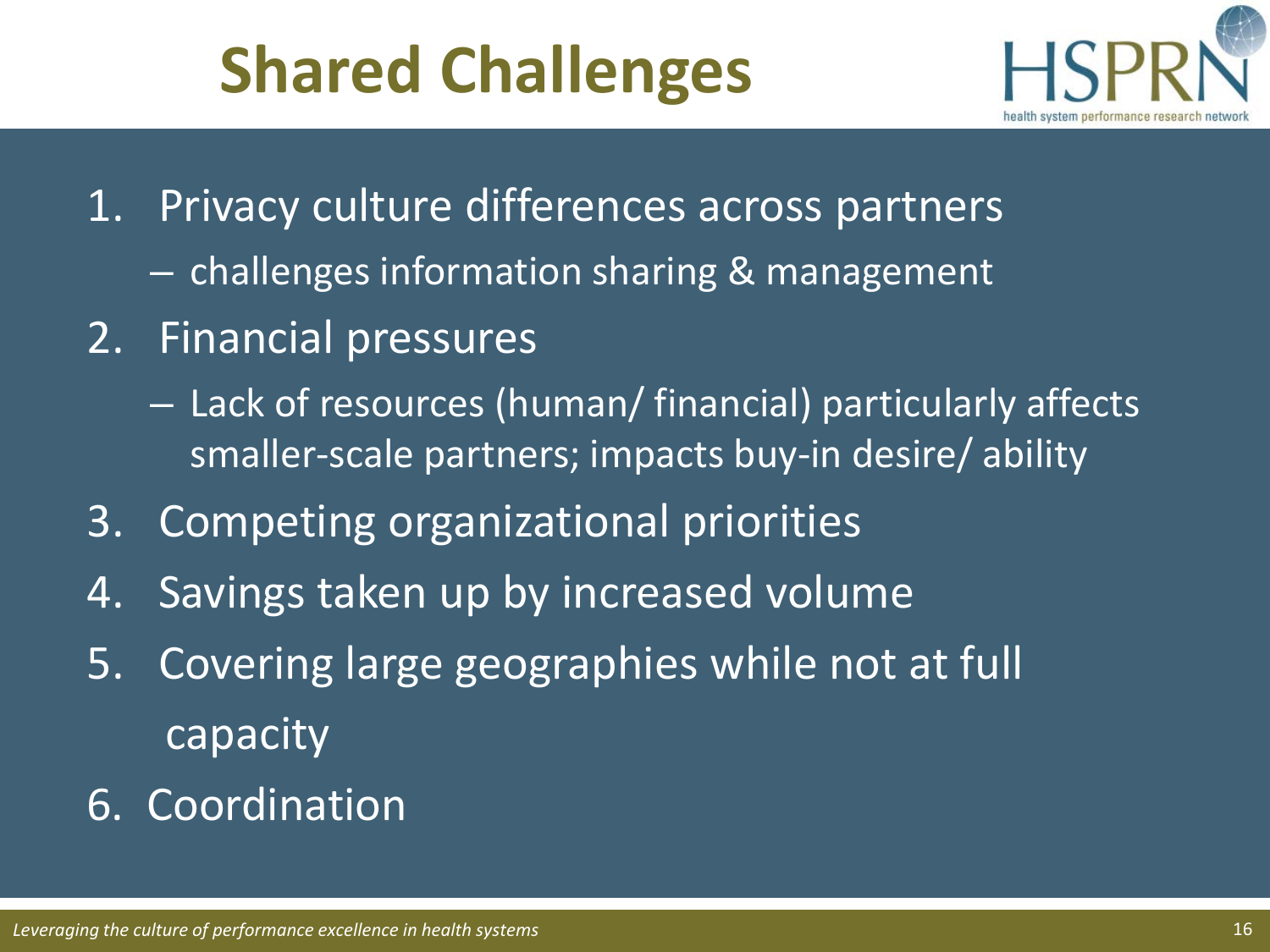# Shared Challenges

1. Privacy culture differences across partners
   - challenges information sharing & management
2. Financial pressures
   - Lack of resources (human/ financial) particularly affects smaller-scale partners; impacts buy-in desire/ ability
3. Competing organizational priorities
4. Savings taken up by increased volume
5. Covering large geographies while not at full capacity
6. Coordination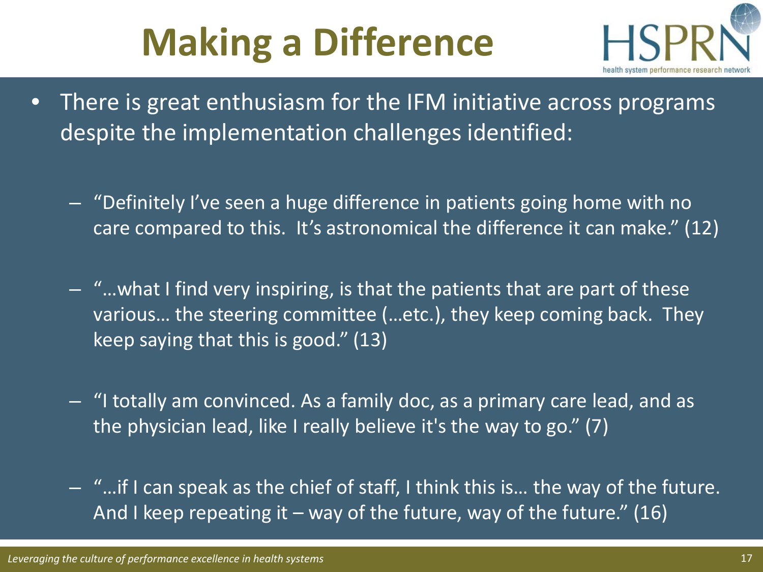# Making a Difference

- There is great enthusiasm for the IFM initiative across programs despite the implementation challenges identified:
  - "Definitely I've seen a huge difference in patients going home with no care compared to this.  It's astronomical the difference it can make." (12)
  - "…what I find very inspiring, is that the patients that are part of these various… the steering committee (…etc.), they keep coming back.  They keep saying that this is good." (13)
  - "I totally am convinced. As a family doc, as a primary care lead, and as the physician lead, like I really believe it's the way to go." (7)
  - "…if I can speak as the chief of staff, I think this is… the way of the future. And I keep repeating it – way of the future, way of the future." (16)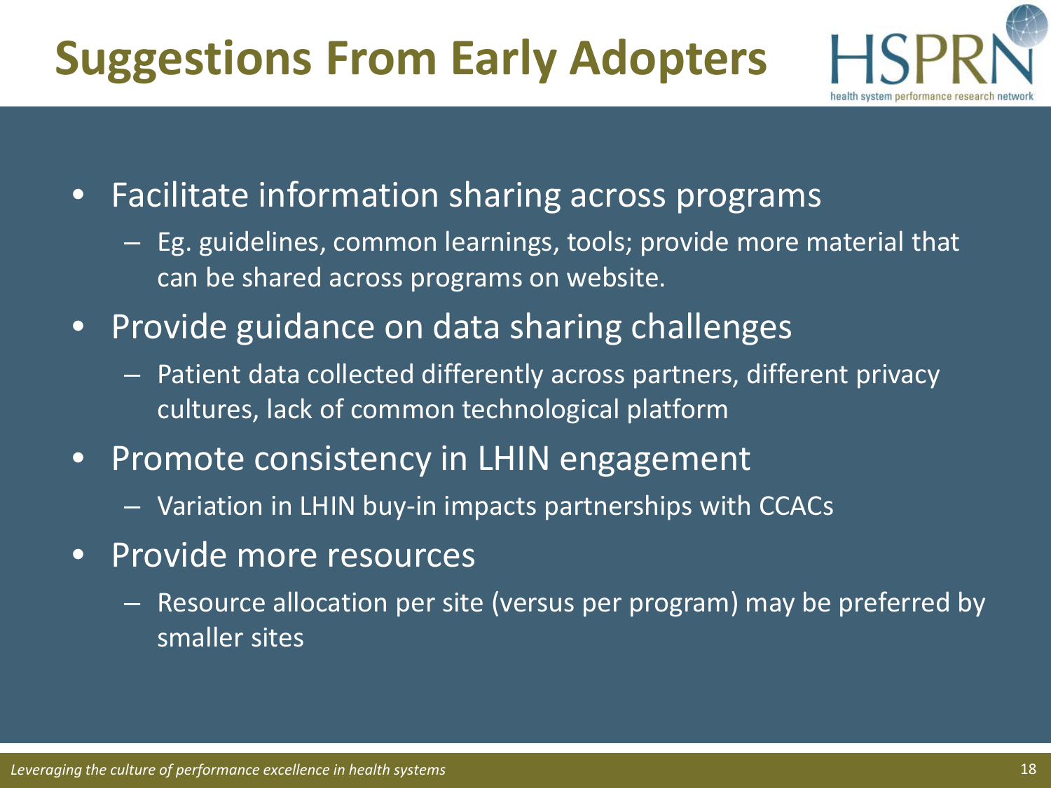# Suggestions From Early Adopters

- Facilitate information sharing across programs
  - Eg. guidelines, common learnings, tools; provide more material that can be shared across programs on website.
- Provide guidance on data sharing challenges
  - Patient data collected differently across partners, different privacy cultures, lack of common technological platform
- Promote consistency in LHIN engagement
  - Variation in LHIN buy-in impacts partnerships with CCACs
- Provide more resources
  - Resource allocation per site (versus per program) may be preferred by smaller sites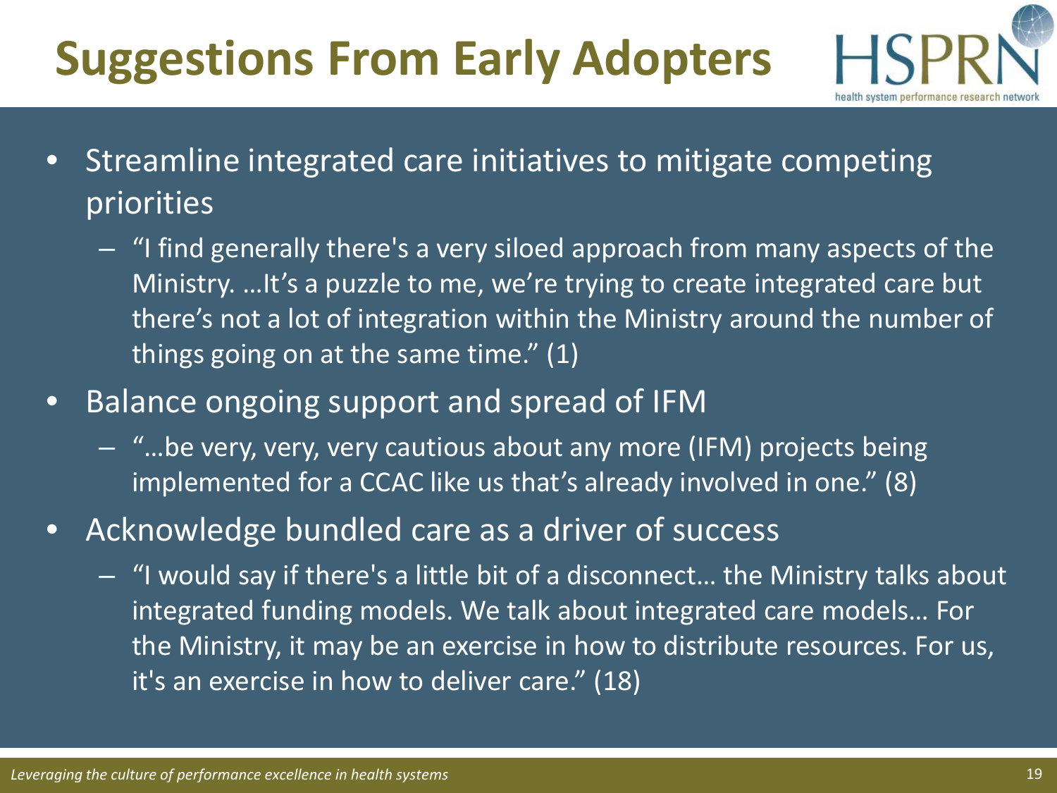# Suggestions From Early Adopters

- Streamline integrated care initiatives to mitigate competing priorities
  - "I find generally there's a very siloed approach from many aspects of the Ministry. …It's a puzzle to me, we're trying to create integrated care but there's not a lot of integration within the Ministry around the number of things going on at the same time." (1)
- Balance ongoing support and spread of IFM
  - "…be very, very, very cautious about any more (IFM) projects being implemented for a CCAC like us that's already involved in one." (8)
- Acknowledge bundled care as a driver of success
  - "I would say if there's a little bit of a disconnect… the Ministry talks about integrated funding models. We talk about integrated care models… For the Ministry, it may be an exercise in how to distribute resources. For us, it's an exercise in how to deliver care." (18)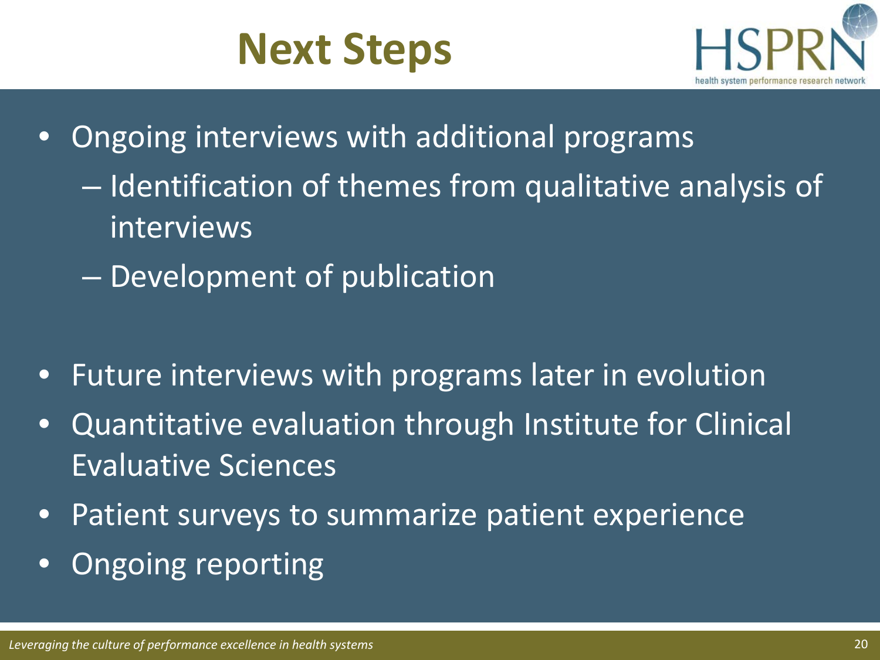# Next Steps

- Ongoing interviews with additional programs
  - Identification of themes from qualitative analysis of interviews
  - Development of publication
- Future interviews with programs later in evolution
- Quantitative evaluation through Institute for Clinical Evaluative Sciences
- Patient surveys to summarize patient experience
- Ongoing reporting